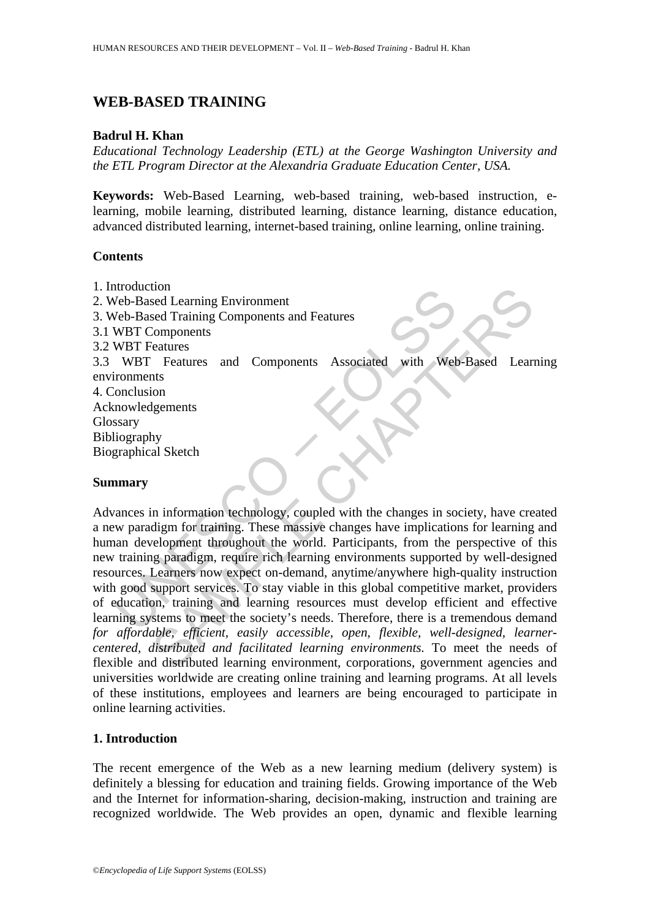# WEB-BASED TRAINING

**Badrul H. Khan**

*Educational Technology Leadership (ETL) at the George Washington University and the ETL Program Director at the Alexandria Graduate Education Center, USA.*

**Keywords:** Web-Based Learning, web-based training, web-based instruction, e-learning, mobile learning, distributed learning, distance learning, distance education, advanced distributed learning, internet-based training, online learning, online training.

**Contents**

1. Introduction
2. Web-Based Learning Environment
3. Web-Based Training Components and Features
3.1 WBT Components
3.2 WBT Features
3.3 WBT Features and Components Associated with Web-Based Learning environments
4. Conclusion
Acknowledgements
Glossary
Bibliography
Biographical Sketch

**Summary**

Advances in information technology, coupled with the changes in society, have created a new paradigm for training. These massive changes have implications for learning and human development throughout the world. Participants, from the perspective of this new training paradigm, require rich learning environments supported by well-designed resources. Learners now expect on-demand, anytime/anywhere high-quality instruction with good support services. To stay viable in this global competitive market, providers of education, training and learning resources must develop efficient and effective learning systems to meet the society's needs. Therefore, there is a tremendous demand *for affordable, efficient, easily accessible, open, flexible, well-designed, learner-centered, distributed and facilitated learning environments.* To meet the needs of flexible and distributed learning environment, corporations, government agencies and universities worldwide are creating online training and learning programs. At all levels of these institutions, employees and learners are being encouraged to participate in online learning activities.

## 1. Introduction

The recent emergence of the Web as a new learning medium (delivery system) is definitely a blessing for education and training fields. Growing importance of the Web and the Internet for information-sharing, decision-making, instruction and training are recognized worldwide. The Web provides an open, dynamic and flexible learning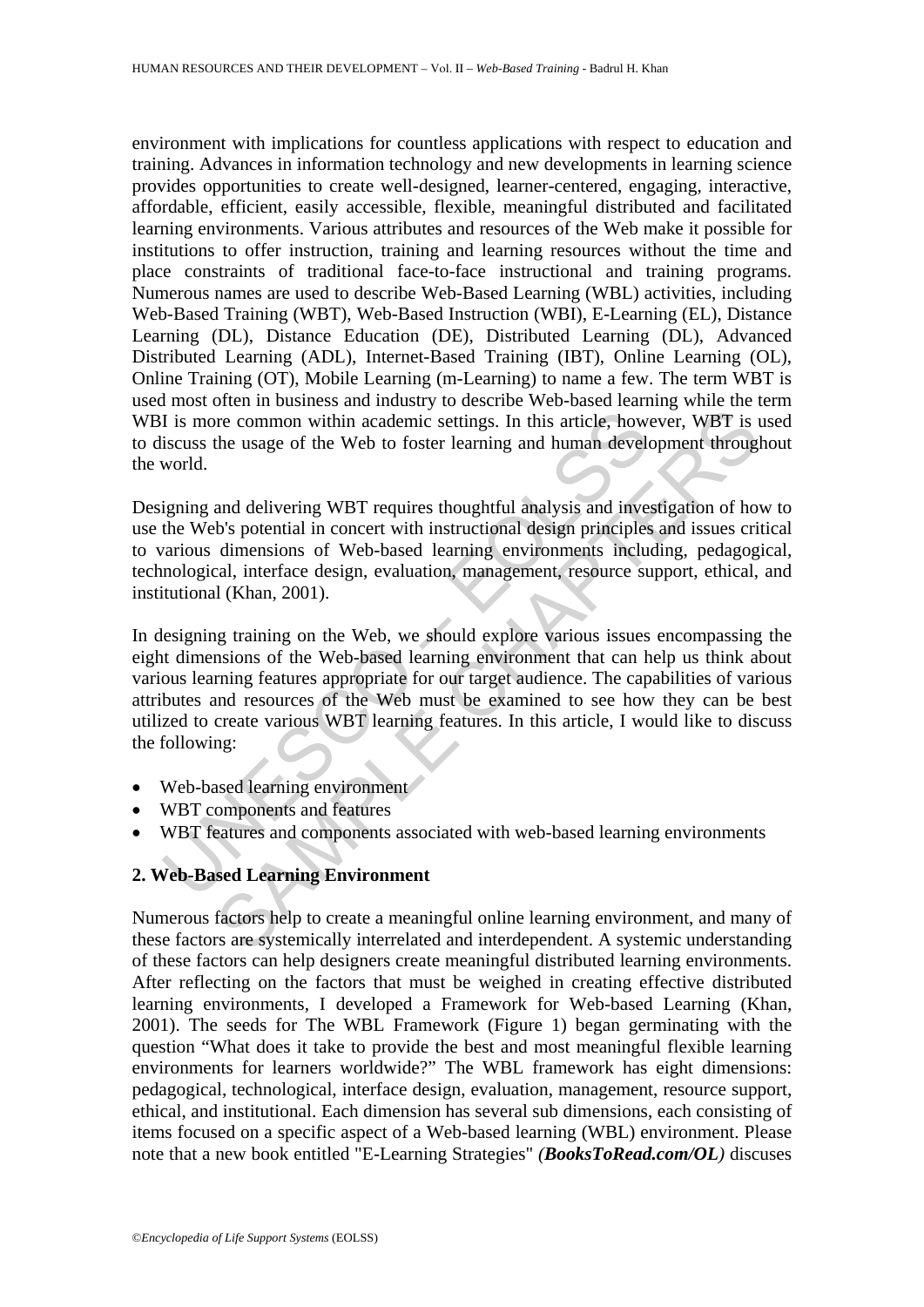environment with implications for countless applications with respect to education and training. Advances in information technology and new developments in learning science provides opportunities to create well-designed, learner-centered, engaging, interactive, affordable, efficient, easily accessible, flexible, meaningful distributed and facilitated learning environments. Various attributes and resources of the Web make it possible for institutions to offer instruction, training and learning resources without the time and place constraints of traditional face-to-face instructional and training programs. Numerous names are used to describe Web-Based Learning (WBL) activities, including Web-Based Training (WBT), Web-Based Instruction (WBI), E-Learning (EL), Distance Learning (DL), Distance Education (DE), Distributed Learning (DL), Advanced Distributed Learning (ADL), Internet-Based Training (IBT), Online Learning (OL), Online Training (OT), Mobile Learning (m-Learning) to name a few. The term WBT is used most often in business and industry to describe Web-based learning while the term WBI is more common within academic settings. In this article, however, WBT is used to discuss the usage of the Web to foster learning and human development throughout the world.

Designing and delivering WBT requires thoughtful analysis and investigation of how to use the Web's potential in concert with instructional design principles and issues critical to various dimensions of Web-based learning environments including, pedagogical, technological, interface design, evaluation, management, resource support, ethical, and institutional (Khan, 2001).

In designing training on the Web, we should explore various issues encompassing the eight dimensions of the Web-based learning environment that can help us think about various learning features appropriate for our target audience. The capabilities of various attributes and resources of the Web must be examined to see how they can be best utilized to create various WBT learning features. In this article, I would like to discuss the following:

- Web-based learning environment
- WBT components and features
- WBT features and components associated with web-based learning environments

## 2. Web-Based Learning Environment

Numerous factors help to create a meaningful online learning environment, and many of these factors are systemically interrelated and interdependent. A systemic understanding of these factors can help designers create meaningful distributed learning environments. After reflecting on the factors that must be weighed in creating effective distributed learning environments, I developed a Framework for Web-based Learning (Khan, 2001). The seeds for The WBL Framework (Figure 1) began germinating with the question "What does it take to provide the best and most meaningful flexible learning environments for learners worldwide?" The WBL framework has eight dimensions: pedagogical, technological, interface design, evaluation, management, resource support, ethical, and institutional. Each dimension has several sub dimensions, each consisting of items focused on a specific aspect of a Web-based learning (WBL) environment. Please note that a new book entitled "E-Learning Strategies" ***(BooksToRead.com/OL)*** discuses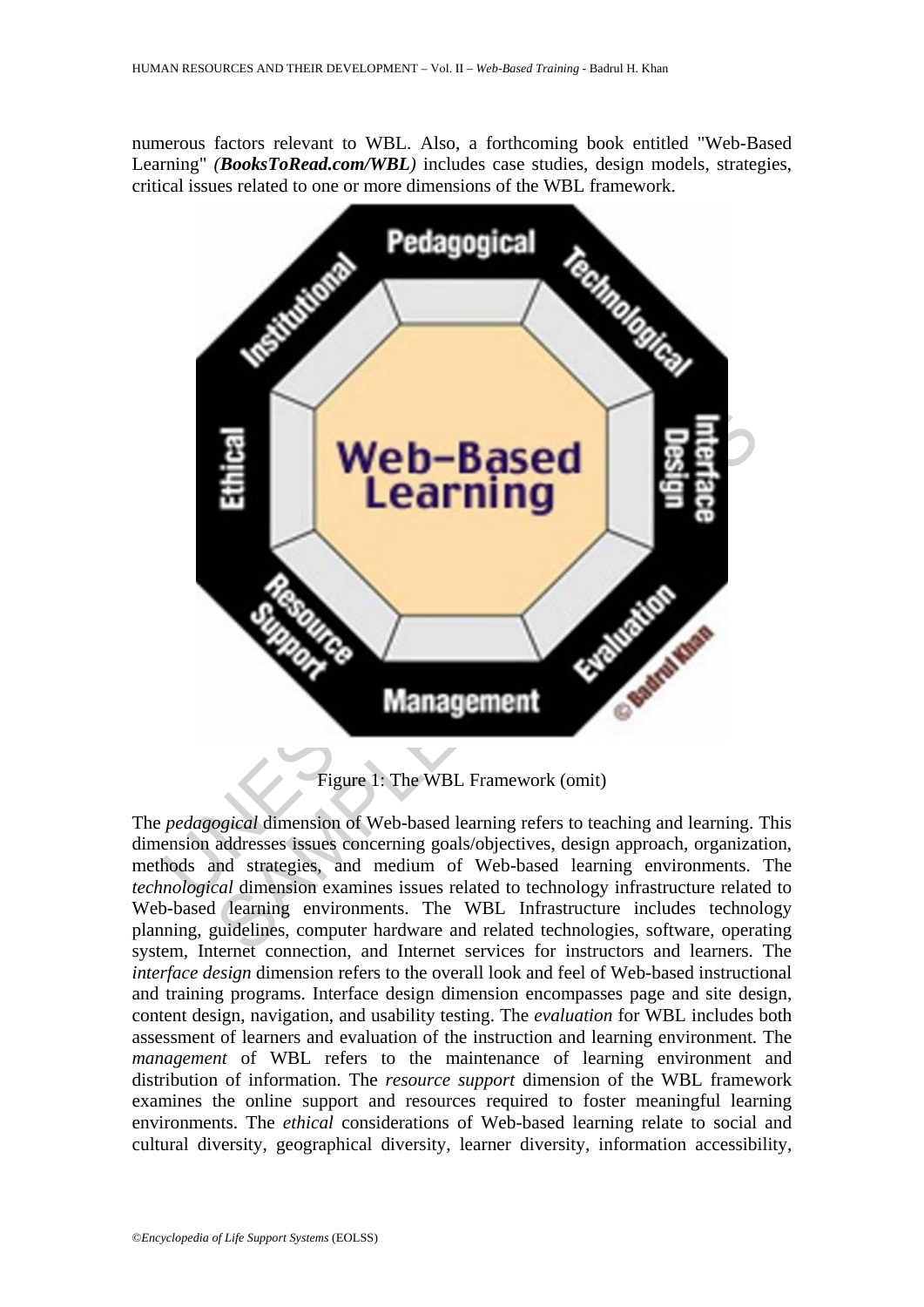numerous factors relevant to WBL. Also, a forthcoming book entitled "Web-Based Learning" (***BooksToRead.com/WBL***) includes case studies, design models, strategies, critical issues related to one or more dimensions of the WBL framework.

Figure 1: The WBL Framework (omit)

The *pedagogical* dimension of Web-based learning refers to teaching and learning. This dimension addresses issues concerning goals/objectives, design approach, organization, methods and strategies, and medium of Web-based learning environments. The *technological* dimension examines issues related to technology infrastructure related to Web-based learning environments. The WBL Infrastructure includes technology planning, guidelines, computer hardware and related technologies, software, operating system, Internet connection, and Internet services for instructors and learners. The *interface design* dimension refers to the overall look and feel of Web-based instructional and training programs. Interface design dimension encompasses page and site design, content design, navigation, and usability testing. The *evaluation* for WBL includes both assessment of learners and evaluation of the instruction and learning environment. The *management* of WBL refers to the maintenance of learning environment and distribution of information. The *resource support* dimension of the WBL framework examines the online support and resources required to foster meaningful learning environments. The *ethical* considerations of Web-based learning relate to social and cultural diversity, geographical diversity, learner diversity, information accessibility,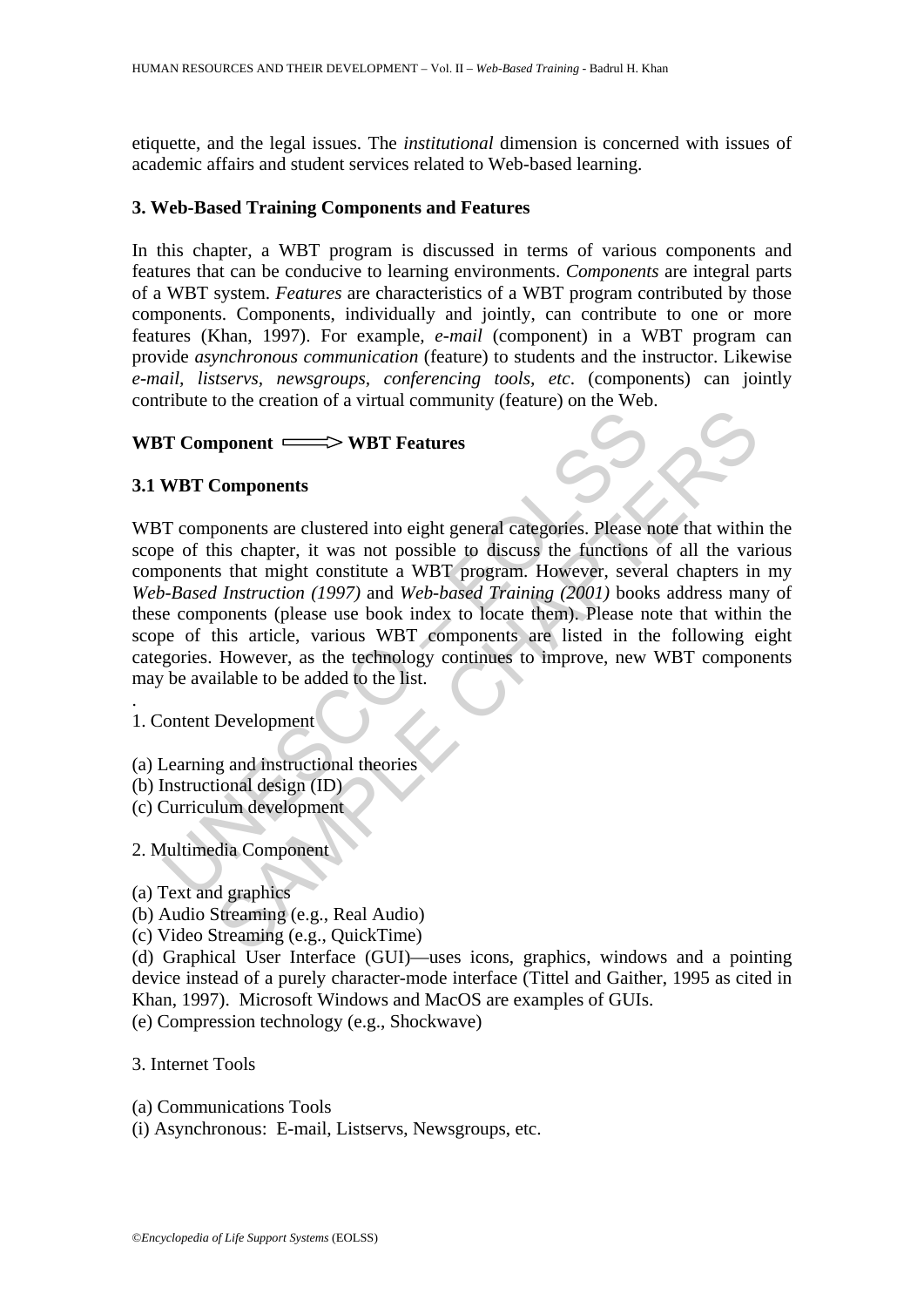etiquette, and the legal issues. The *institutional* dimension is concerned with issues of academic affairs and student services related to Web-based learning.

## 3. Web-Based Training Components and Features

In this chapter, a WBT program is discussed in terms of various components and features that can be conducive to learning environments. *Components* are integral parts of a WBT system. *Features* are characteristics of a WBT program contributed by those components. Components, individually and jointly, can contribute to one or more features (Khan, 1997). For example, *e-mail* (component) in a WBT program can provide *asynchronous communication* (feature) to students and the instructor. Likewise *e-mail, listservs, newsgroups, conferencing tools, etc*. (components) can jointly contribute to the creation of a virtual community (feature) on the Web.

**WBT Component ⟹ WBT Features**

### 3.1 WBT Components

WBT components are clustered into eight general categories. Please note that within the scope of this chapter, it was not possible to discuss the functions of all the various components that might constitute a WBT program. However, several chapters in my *Web-Based Instruction (1997)* and *Web-based Training (2001)* books address many of these components (please use book index to locate them). Please note that within the scope of this article, various WBT components are listed in the following eight categories. However, as the technology continues to improve, new WBT components may be available to be added to the list.

.

1. Content Development

(a) Learning and instructional theories
(b) Instructional design (ID)
(c) Curriculum development

2. Multimedia Component

(a) Text and graphics
(b) Audio Streaming (e.g., Real Audio)
(c) Video Streaming (e.g., QuickTime)
(d) Graphical User Interface (GUI)—uses icons, graphics, windows and a pointing device instead of a purely character-mode interface (Tittel and Gaither, 1995 as cited in Khan, 1997). Microsoft Windows and MacOS are examples of GUIs.
(e) Compression technology (e.g., Shockwave)

3. Internet Tools

(a) Communications Tools
(i) Asynchronous: E-mail, Listservs, Newsgroups, etc.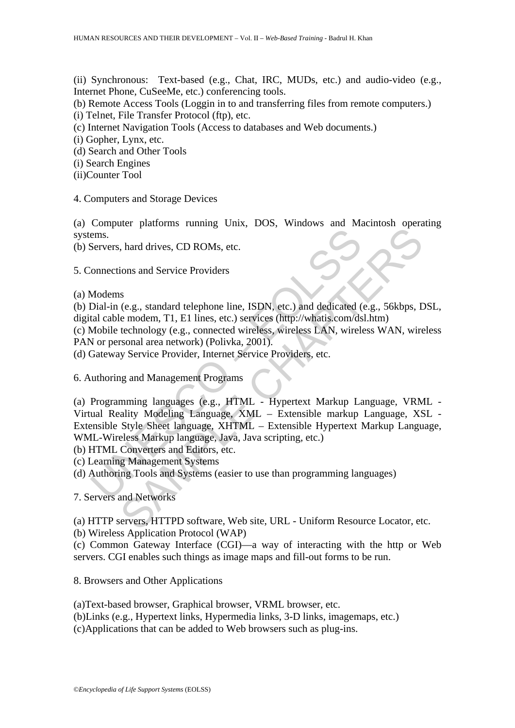(ii) Synchronous: Text-based (e.g., Chat, IRC, MUDs, etc.) and audio-video (e.g., Internet Phone, CuSeeMe, etc.) conferencing tools.

(b) Remote Access Tools (Loggin in to and transferring files from remote computers.)

(i) Telnet, File Transfer Protocol (ftp), etc.

(c) Internet Navigation Tools (Access to databases and Web documents.)

(i) Gopher, Lynx, etc.

(d) Search and Other Tools

(i) Search Engines

(ii)Counter Tool

4. Computers and Storage Devices

(a) Computer platforms running Unix, DOS, Windows and Macintosh operating systems.

(b) Servers, hard drives, CD ROMs, etc.

5. Connections and Service Providers

(a) Modems

(b) Dial-in (e.g., standard telephone line, ISDN, etc.) and dedicated (e.g., 56kbps, DSL, digital cable modem, T1, E1 lines, etc.) services (http://whatis.com/dsl.htm)

(c) Mobile technology (e.g., connected wireless, wireless LAN, wireless WAN, wireless PAN or personal area network) (Polivka, 2001).

(d) Gateway Service Provider, Internet Service Providers, etc.

6. Authoring and Management Programs

(a) Programming languages (e.g., HTML - Hypertext Markup Language, VRML - Virtual Reality Modeling Language, XML – Extensible markup Language, XSL - Extensible Style Sheet language, XHTML – Extensible Hypertext Markup Language, WML-Wireless Markup language, Java, Java scripting, etc.)

(b) HTML Converters and Editors, etc.

(c) Learning Management Systems

(d) Authoring Tools and Systems (easier to use than programming languages)

7. Servers and Networks

(a) HTTP servers, HTTPD software, Web site, URL - Uniform Resource Locator, etc.

(b) Wireless Application Protocol (WAP)

(c) Common Gateway Interface (CGI)—a way of interacting with the http or Web servers. CGI enables such things as image maps and fill-out forms to be run.

8. Browsers and Other Applications

(a)Text-based browser, Graphical browser, VRML browser, etc.

(b)Links (e.g., Hypertext links, Hypermedia links, 3-D links, imagemaps, etc.)

(c)Applications that can be added to Web browsers such as plug-ins.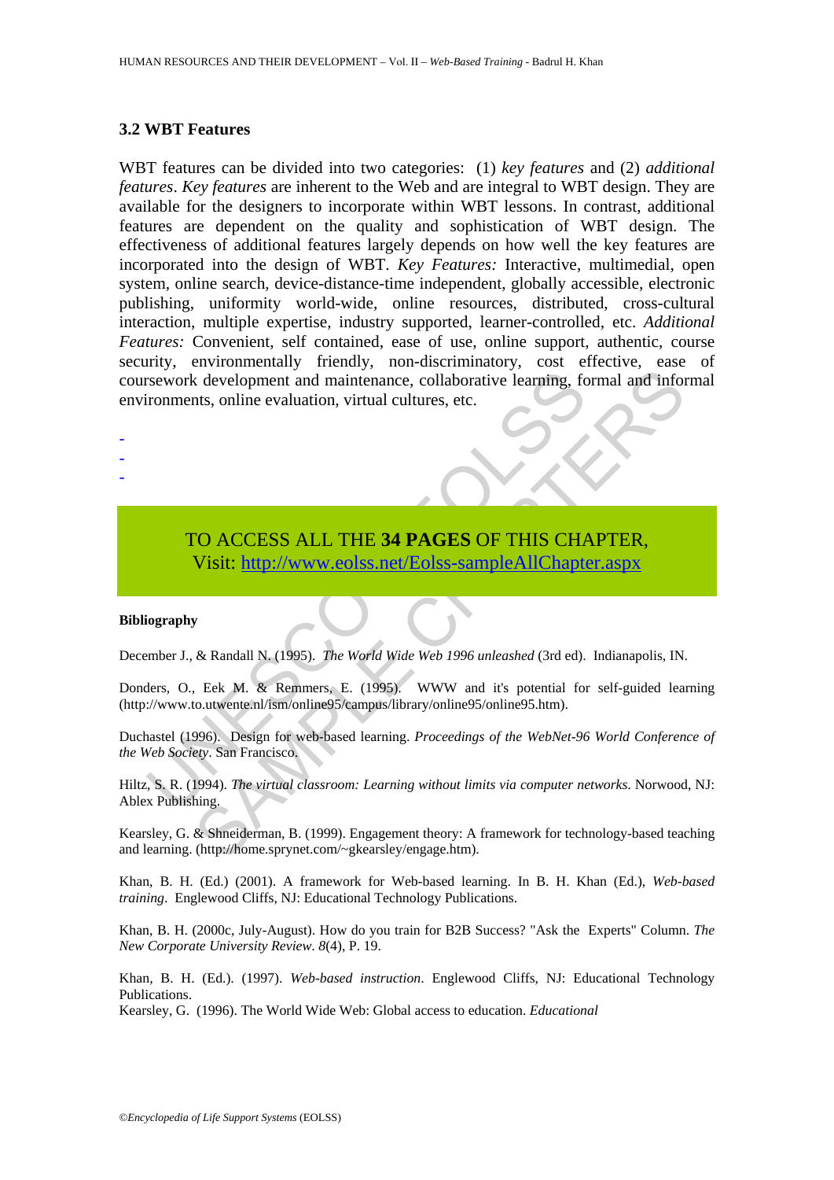### 3.2 WBT Features

WBT features can be divided into two categories: (1) *key features* and (2) *additional features*. *Key features* are inherent to the Web and are integral to WBT design. They are available for the designers to incorporate within WBT lessons. In contrast, additional features are dependent on the quality and sophistication of WBT design. The effectiveness of additional features largely depends on how well the key features are incorporated into the design of WBT. *Key Features:* Interactive, multimedial, open system, online search, device-distance-time independent, globally accessible, electronic publishing, uniformity world-wide, online resources, distributed, cross-cultural interaction, multiple expertise, industry supported, learner-controlled, etc. *Additional Features:* Convenient, self contained, ease of use, online support, authentic, course security, environmentally friendly, non-discriminatory, cost effective, ease of coursework development and maintenance, collaborative learning, formal and informal environments, online evaluation, virtual cultures, etc.

-
-
-

TO ACCESS ALL THE **34 PAGES** OF THIS CHAPTER,
Visit: http://www.eolss.net/Eolss-sampleAllChapter.aspx

**Bibliography**

December J., & Randall N. (1995). *The World Wide Web 1996 unleashed* (3rd ed). Indianapolis, IN.

Donders, O., Eek M. & Remmers, E. (1995). WWW and it's potential for self-guided learning (http://www.to.utwente.nl/ism/online95/campus/library/online95/online95.htm).

Duchastel (1996). Design for web-based learning. *Proceedings of the WebNet-96 World Conference of the Web Society*. San Francisco.

Hiltz, S. R. (1994). *The virtual classroom: Learning without limits via computer networks.* Norwood, NJ: Ablex Publishing.

Kearsley, G. & Shneiderman, B. (1999). Engagement theory: A framework for technology-based teaching and learning. (http://home.sprynet.com/~gkearsley/engage.htm).

Khan, B. H. (Ed.) (2001). A framework for Web-based learning. In B. H. Khan (Ed.), *Web-based training*. Englewood Cliffs, NJ: Educational Technology Publications.

Khan, B. H. (2000c, July-August). How do you train for B2B Success? "Ask the Experts" Column. *The New Corporate University Review. 8*(4), P. 19.

Khan, B. H. (Ed.). (1997). *Web-based instruction*. Englewood Cliffs, NJ: Educational Technology Publications.
Kearsley, G. (1996). The World Wide Web: Global access to education. *Educational*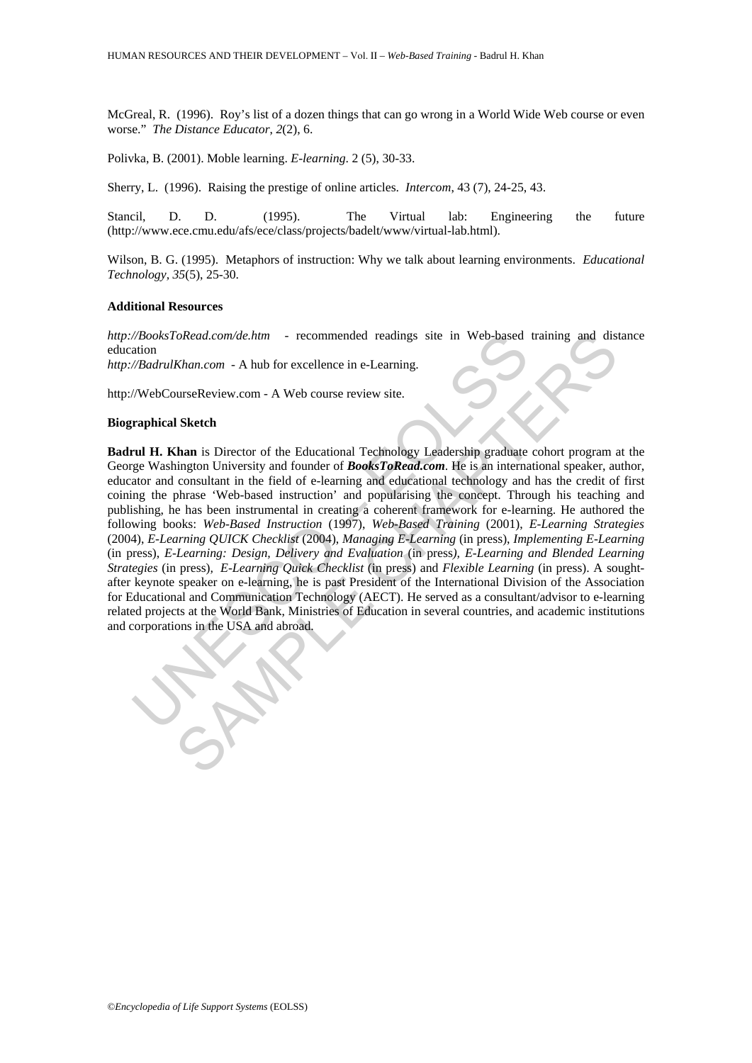McGreal, R. (1996). Roy's list of a dozen things that can go wrong in a World Wide Web course or even worse." *The Distance Educator*, *2*(2), 6.

Polivka, B. (2001). Moble learning. *E-learning*. 2 (5), 30-33.

Sherry, L. (1996). Raising the prestige of online articles. *Intercom*, 43 (7), 24-25, 43.

Stancil, D. D. (1995). The Virtual lab: Engineering the future (http://www.ece.cmu.edu/afs/ece/class/projects/badelt/www/virtual-lab.html).

Wilson, B. G. (1995). Metaphors of instruction: Why we talk about learning environments. *Educational Technology*, *35*(5), 25-30.

### Additional Resources

*http://BooksToRead.com/de.htm* - recommended readings site in Web-based training and distance education

*http://BadrulKhan.com* - A hub for excellence in e-Learning.

http://WebCourseReview.com - A Web course review site.

### Biographical Sketch

**Badrul H. Khan** is Director of the Educational Technology Leadership graduate cohort program at the George Washington University and founder of ***BooksToRead.com***. He is an international speaker, author, educator and consultant in the field of e-learning and educational technology and has the credit of first coining the phrase 'Web-based instruction' and popularising the concept. Through his teaching and publishing, he has been instrumental in creating a coherent framework for e-learning. He authored the following books: *Web-Based Instruction* (1997), *Web-Based Training* (2001), *E-Learning Strategies* (2004), *E-Learning QUICK Checklist* (2004), *Managing E-Learning* (in press), *Implementing E-Learning* (in press), *E-Learning: Design, Delivery and Evaluation* (in press), *E-Learning and Blended Learning Strategies* (in press), *E-Learning Quick Checklist* (in press) and *Flexible Learning* (in press). A sought-after keynote speaker on e-learning, he is past President of the International Division of the Association for Educational and Communication Technology (AECT). He served as a consultant/advisor to e-learning related projects at the World Bank, Ministries of Education in several countries, and academic institutions and corporations in the USA and abroad.